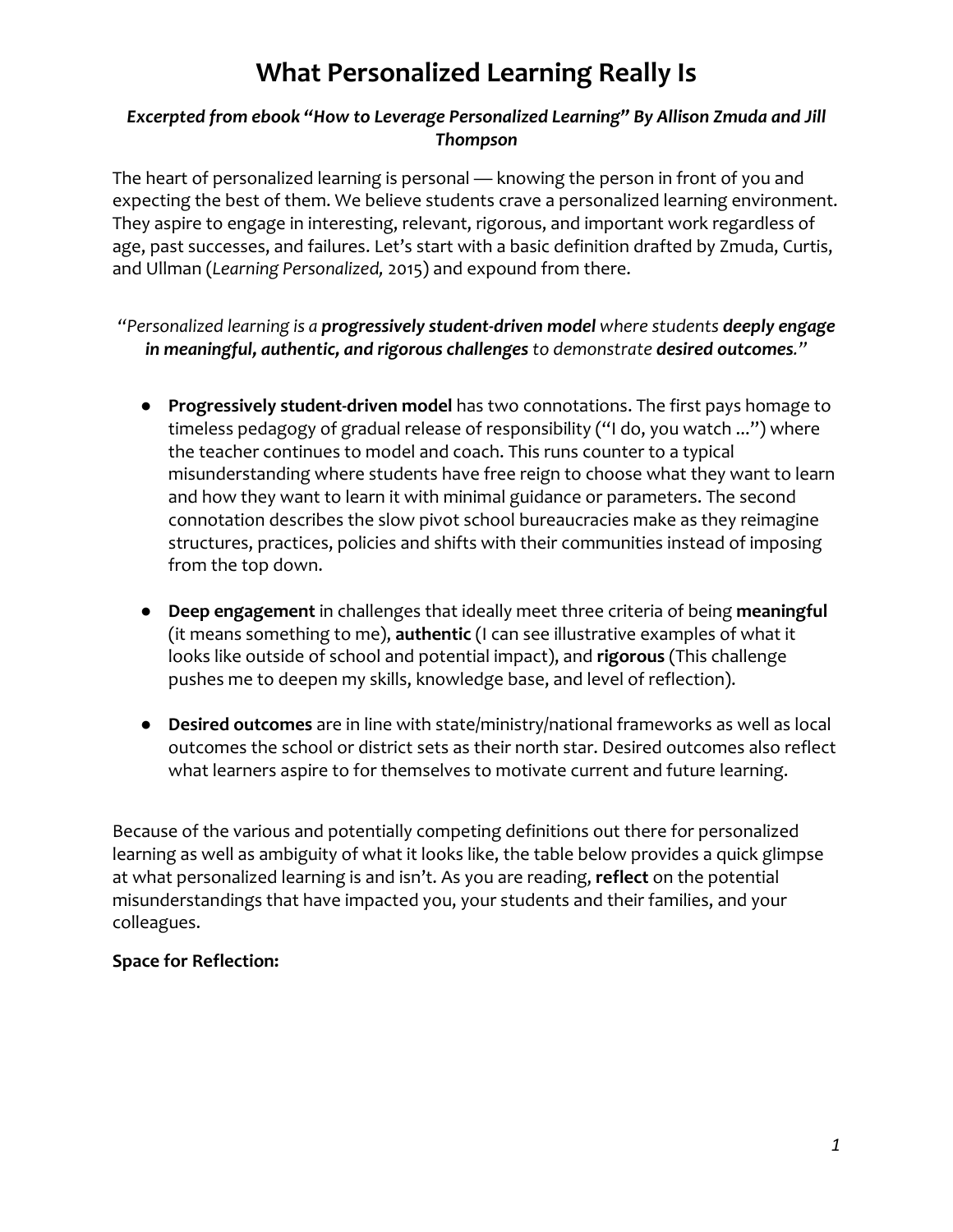# What Personalized Learning Really Is

***Excerpted from ebook "How to Leverage Personalized Learning" By Allison Zmuda and Jill Thompson***

The heart of personalized learning is personal — knowing the person in front of you and expecting the best of them. We believe students crave a personalized learning environment. They aspire to engage in interesting, relevant, rigorous, and important work regardless of age, past successes, and failures. Let's start with a basic definition drafted by Zmuda, Curtis, and Ullman (*Learning Personalized,* 2015) and expound from there.

*"Personalized learning is a **progressively student-driven model** where students **deeply engage in meaningful, authentic, and rigorous challenges** to demonstrate **desired outcomes**."*

- **Progressively student-driven model** has two connotations. The first pays homage to timeless pedagogy of gradual release of responsibility ("I do, you watch ...") where the teacher continues to model and coach. This runs counter to a typical misunderstanding where students have free reign to choose what they want to learn and how they want to learn it with minimal guidance or parameters. The second connotation describes the slow pivot school bureaucracies make as they reimagine structures, practices, policies and shifts with their communities instead of imposing from the top down.

- **Deep engagement** in challenges that ideally meet three criteria of being **meaningful** (it means something to me), **authentic** (I can see illustrative examples of what it looks like outside of school and potential impact), and **rigorous** (This challenge pushes me to deepen my skills, knowledge base, and level of reflection).

- **Desired outcomes** are in line with state/ministry/national frameworks as well as local outcomes the school or district sets as their north star. Desired outcomes also reflect what learners aspire to for themselves to motivate current and future learning.

Because of the various and potentially competing definitions out there for personalized learning as well as ambiguity of what it looks like, the table below provides a quick glimpse at what personalized learning is and isn't. As you are reading, **reflect** on the potential misunderstandings that have impacted you, your students and their families, and your colleagues.

**Space for Reflection:**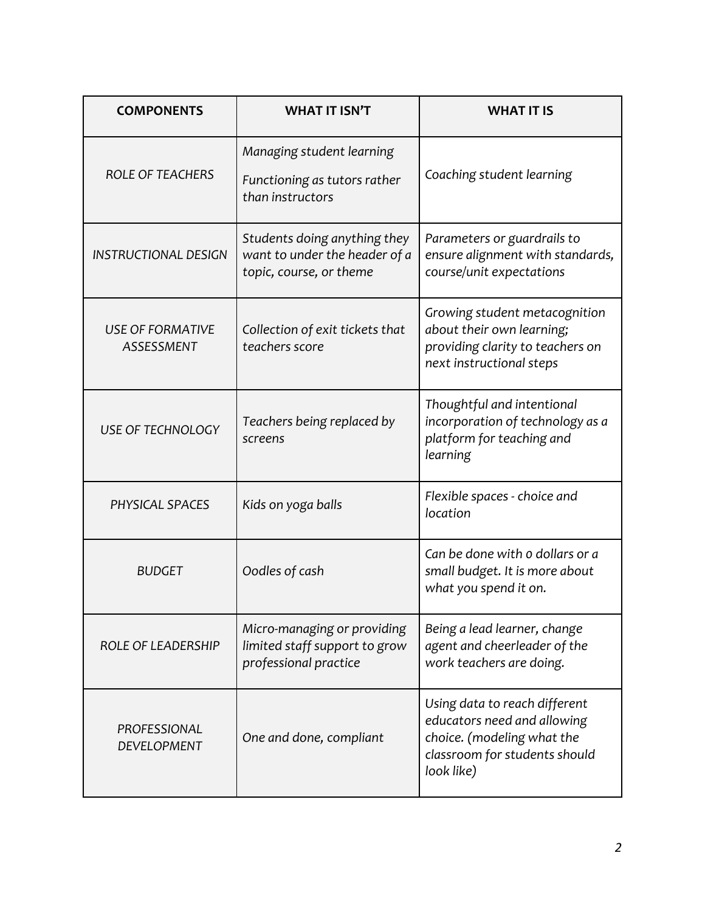| COMPONENTS | WHAT IT ISN'T | WHAT IT IS |
|---|---|---|
| *ROLE OF TEACHERS* | *Managing student learning*<br>*Functioning as tutors rather than instructors* | *Coaching student learning* |
| *INSTRUCTIONAL DESIGN* | *Students doing anything they want to under the header of a topic, course, or theme* | *Parameters or guardrails to ensure alignment with standards, course/unit expectations* |
| *USE OF FORMATIVE ASSESSMENT* | *Collection of exit tickets that teachers score* | *Growing student metacognition about their own learning; providing clarity to teachers on next instructional steps* |
| *USE OF TECHNOLOGY* | *Teachers being replaced by screens* | *Thoughtful and intentional incorporation of technology as a platform for teaching and learning* |
| *PHYSICAL SPACES* | *Kids on yoga balls* | *Flexible spaces - choice and location* |
| *BUDGET* | *Oodles of cash* | *Can be done with 0 dollars or a small budget. It is more about what you spend it on.* |
| *ROLE OF LEADERSHIP* | *Micro-managing or providing limited staff support to grow professional practice* | *Being a lead learner, change agent and cheerleader of the work teachers are doing.* |
| *PROFESSIONAL DEVELOPMENT* | *One and done, compliant* | *Using data to reach different educators need and allowing choice. (modeling what the classroom for students should look like)* |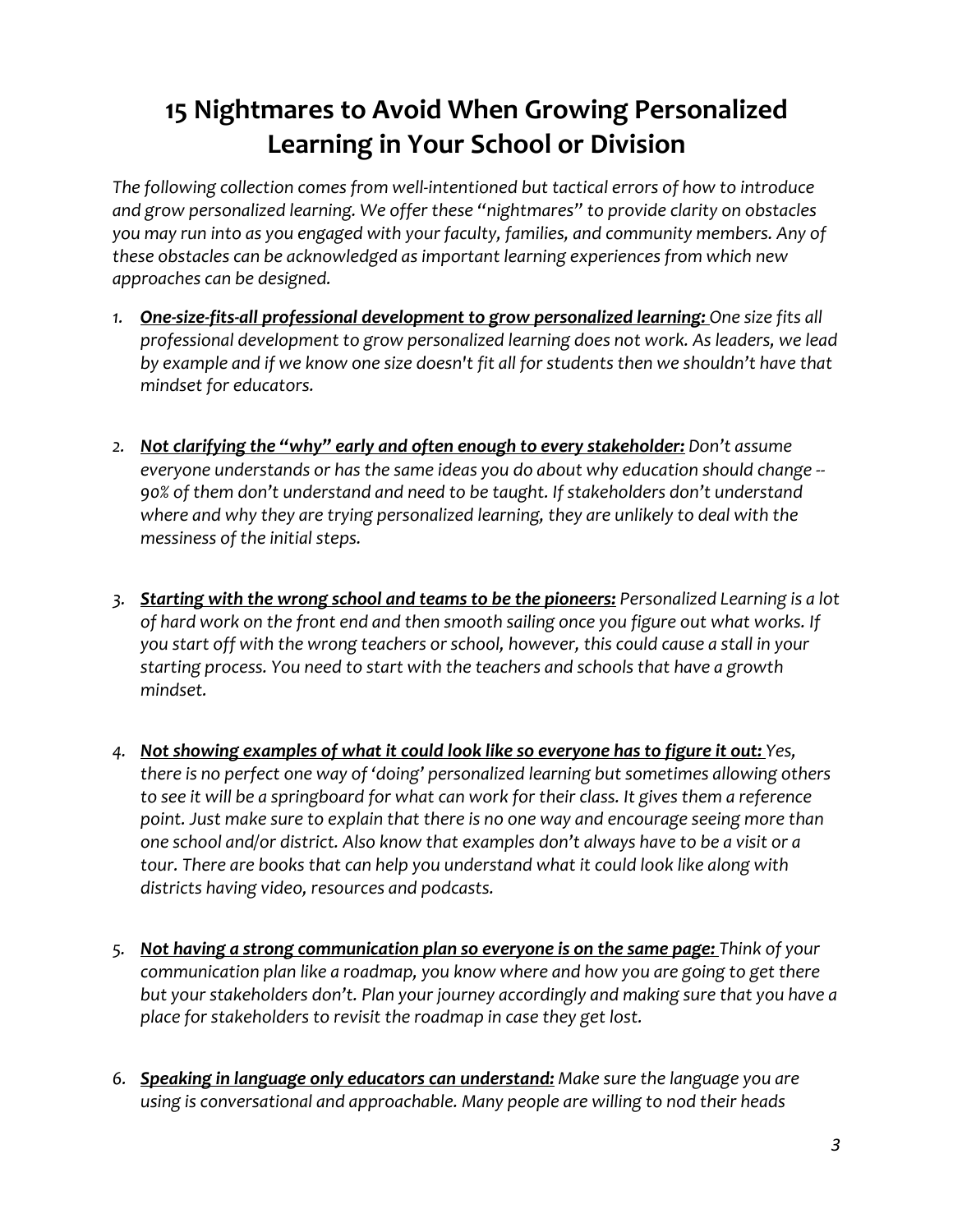# 15 Nightmares to Avoid When Growing Personalized Learning in Your School or Division

*The following collection comes from well-intentioned but tactical errors of how to introduce and grow personalized learning. We offer these "nightmares" to provide clarity on obstacles you may run into as you engaged with your faculty, families, and community members. Any of these obstacles can be acknowledged as important learning experiences from which new approaches can be designed.*

1. ***One-size-fits-all professional development to grow personalized learning:*** *One size fits all professional development to grow personalized learning does not work. As leaders, we lead by example and if we know one size doesn't fit all for students then we shouldn't have that mindset for educators.*

2. ***Not clarifying the "why" early and often enough to every stakeholder:*** *Don't assume everyone understands or has the same ideas you do about why education should change -- 90% of them don't understand and need to be taught. If stakeholders don't understand where and why they are trying personalized learning, they are unlikely to deal with the messiness of the initial steps.*

3. ***Starting with the wrong school and teams to be the pioneers:*** *Personalized Learning is a lot of hard work on the front end and then smooth sailing once you figure out what works. If you start off with the wrong teachers or school, however, this could cause a stall in your starting process. You need to start with the teachers and schools that have a growth mindset.*

4. ***Not showing examples of what it could look like so everyone has to figure it out:*** *Yes, there is no perfect one way of 'doing' personalized learning but sometimes allowing others to see it will be a springboard for what can work for their class. It gives them a reference point. Just make sure to explain that there is no one way and encourage seeing more than one school and/or district. Also know that examples don't always have to be a visit or a tour. There are books that can help you understand what it could look like along with districts having video, resources and podcasts.*

5. ***Not having a strong communication plan so everyone is on the same page:*** *Think of your communication plan like a roadmap, you know where and how you are going to get there but your stakeholders don't. Plan your journey accordingly and making sure that you have a place for stakeholders to revisit the roadmap in case they get lost.*

6. ***Speaking in language only educators can understand:*** *Make sure the language you are using is conversational and approachable. Many people are willing to nod their heads*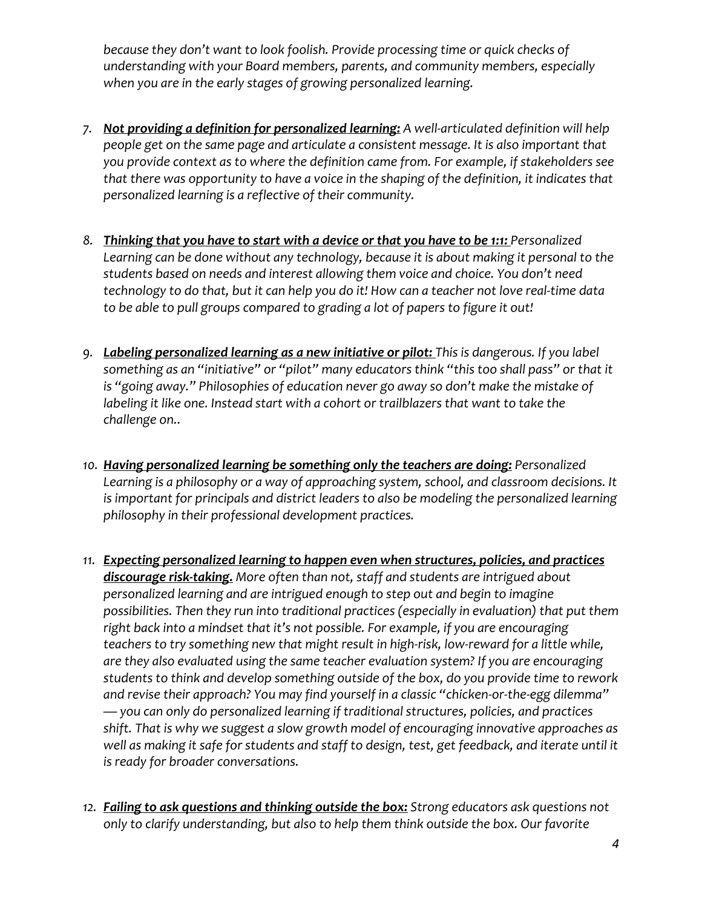*because they don't want to look foolish. Provide processing time or quick checks of understanding with your Board members, parents, and community members, especially when you are in the early stages of growing personalized learning.*

7. ***Not providing a definition for personalized learning:*** *A well-articulated definition will help people get on the same page and articulate a consistent message. It is also important that you provide context as to where the definition came from. For example, if stakeholders see that there was opportunity to have a voice in the shaping of the definition, it indicates that personalized learning is a reflective of their community.*

8. ***Thinking that you have to start with a device or that you have to be 1:1:*** *Personalized Learning can be done without any technology, because it is about making it personal to the students based on needs and interest allowing them voice and choice. You don't need technology to do that, but it can help you do it! How can a teacher not love real-time data to be able to pull groups compared to grading a lot of papers to figure it out!*

9. ***Labeling personalized learning as a new initiative or pilot:*** *This is dangerous. If you label something as an "initiative" or "pilot" many educators think "this too shall pass" or that it is "going away." Philosophies of education never go away so don't make the mistake of labeling it like one. Instead start with a cohort or trailblazers that want to take the challenge on..*

10. ***Having personalized learning be something only the teachers are doing:*** *Personalized Learning is a philosophy or a way of approaching system, school, and classroom decisions. It is important for principals and district leaders to also be modeling the personalized learning philosophy in their professional development practices.*

11. ***Expecting personalized learning to happen even when structures, policies, and practices discourage risk-taking.*** *More often than not, staff and students are intrigued about personalized learning and are intrigued enough to step out and begin to imagine possibilities. Then they run into traditional practices (especially in evaluation) that put them right back into a mindset that it's not possible. For example, if you are encouraging teachers to try something new that might result in high-risk, low-reward for a little while, are they also evaluated using the same teacher evaluation system? If you are encouraging students to think and develop something outside of the box, do you provide time to rework and revise their approach? You may find yourself in a classic "chicken-or-the-egg dilemma" — you can only do personalized learning if traditional structures, policies, and practices shift. That is why we suggest a slow growth model of encouraging innovative approaches as well as making it safe for students and staff to design, test, get feedback, and iterate until it is ready for broader conversations.*

12. ***Failing to ask questions and thinking outside the box:*** *Strong educators ask questions not only to clarify understanding, but also to help them think outside the box. Our favorite*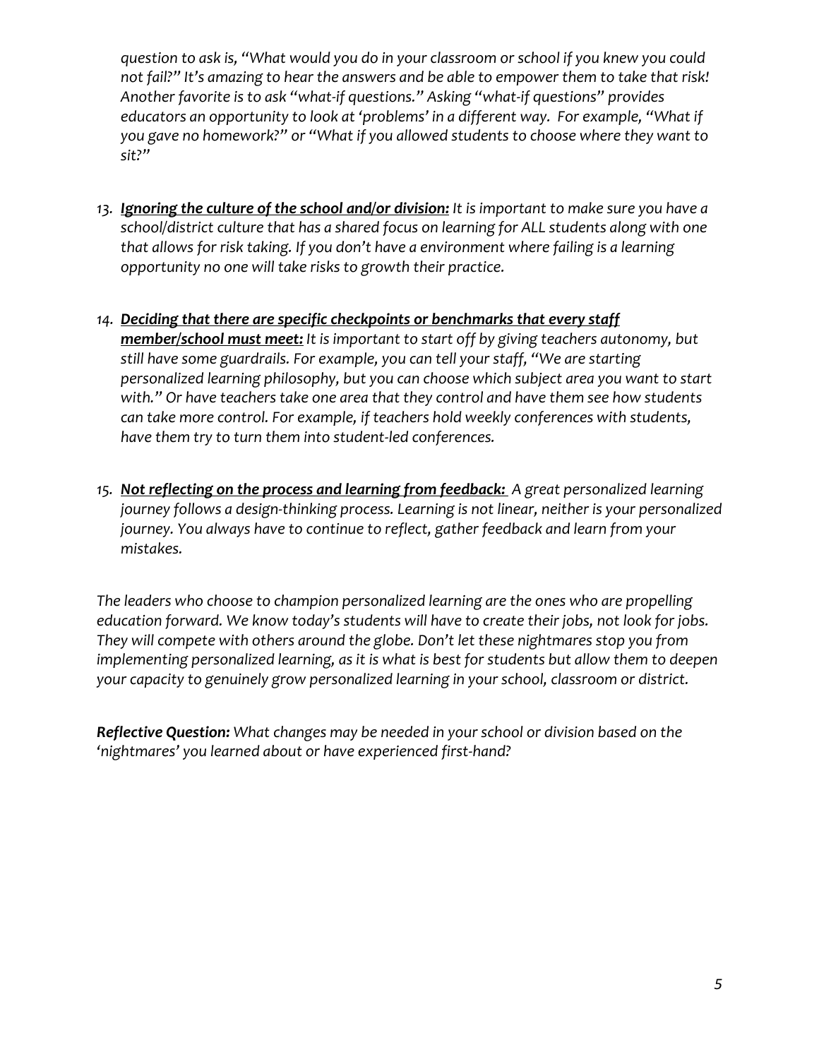*question to ask is, "What would you do in your classroom or school if you knew you could not fail?" It's amazing to hear the answers and be able to empower them to take that risk! Another favorite is to ask "what-if questions." Asking "what-if questions" provides educators an opportunity to look at 'problems' in a different way. For example, "What if you gave no homework?" or "What if you allowed students to choose where they want to sit?"*

13. ***<u>Ignoring the culture of the school and/or division:</u>*** *It is important to make sure you have a school/district culture that has a shared focus on learning for ALL students along with one that allows for risk taking. If you don't have a environment where failing is a learning opportunity no one will take risks to growth their practice.*

14. ***<u>Deciding that there are specific checkpoints or benchmarks that every staff member/school must meet:</u>*** *It is important to start off by giving teachers autonomy, but still have some guardrails. For example, you can tell your staff, "We are starting personalized learning philosophy, but you can choose which subject area you want to start with." Or have teachers take one area that they control and have them see how students can take more control. For example, if teachers hold weekly conferences with students, have them try to turn them into student-led conferences.*

15. ***<u>Not reflecting on the process and learning from feedback:</u>*** *A great personalized learning journey follows a design-thinking process. Learning is not linear, neither is your personalized journey. You always have to continue to reflect, gather feedback and learn from your mistakes.*

*The leaders who choose to champion personalized learning are the ones who are propelling education forward. We know today's students will have to create their jobs, not look for jobs. They will compete with others around the globe. Don't let these nightmares stop you from implementing personalized learning, as it is what is best for students but allow them to deepen your capacity to genuinely grow personalized learning in your school, classroom or district.*

***Reflective Question:*** *What changes may be needed in your school or division based on the 'nightmares' you learned about or have experienced first-hand?*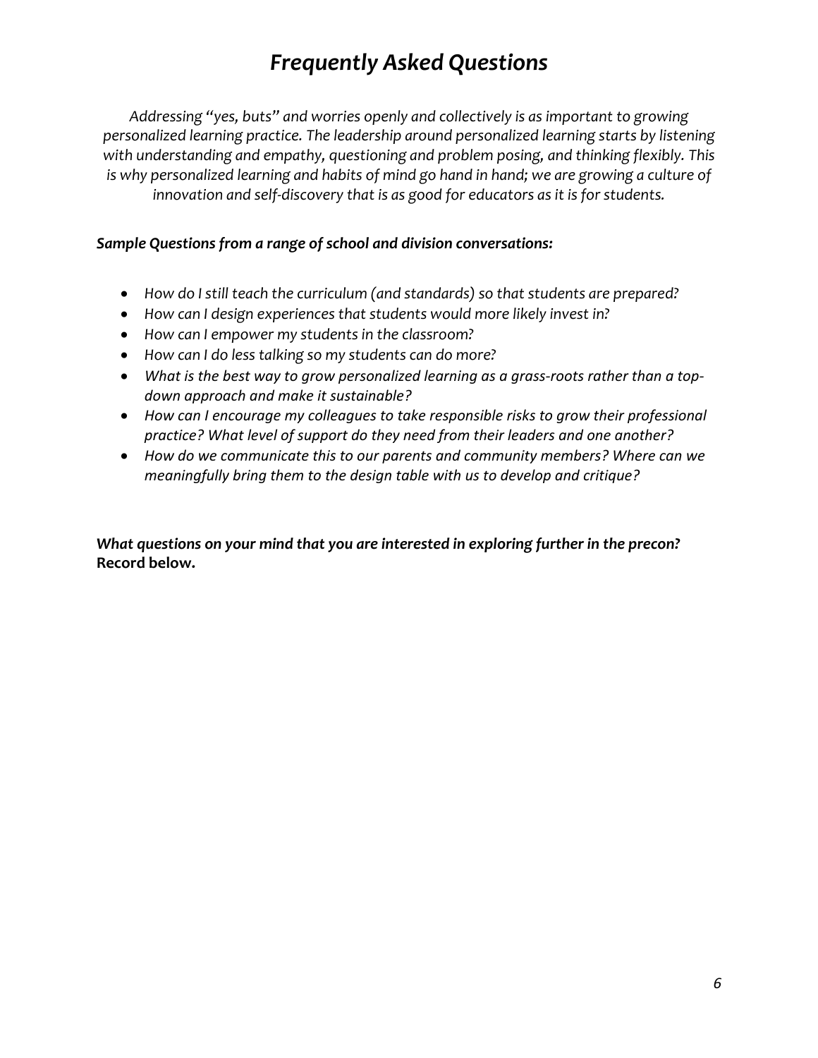# *Frequently Asked Questions*

*Addressing "yes, buts" and worries openly and collectively is as important to growing personalized learning practice. The leadership around personalized learning starts by listening with understanding and empathy, questioning and problem posing, and thinking flexibly. This is why personalized learning and habits of mind go hand in hand; we are growing a culture of innovation and self-discovery that is as good for educators as it is for students.*

***Sample Questions from a range of school and division conversations:***

- *How do I still teach the curriculum (and standards) so that students are prepared?*
- *How can I design experiences that students would more likely invest in?*
- *How can I empower my students in the classroom?*
- *How can I do less talking so my students can do more?*
- *What is the best way to grow personalized learning as a grass-roots rather than a top-down approach and make it sustainable?*
- *How can I encourage my colleagues to take responsible risks to grow their professional practice? What level of support do they need from their leaders and one another?*
- *How do we communicate this to our parents and community members? Where can we meaningfully bring them to the design table with us to develop and critique?*

***What questions on your mind that you are interested in exploring further in the precon?* Record below.**